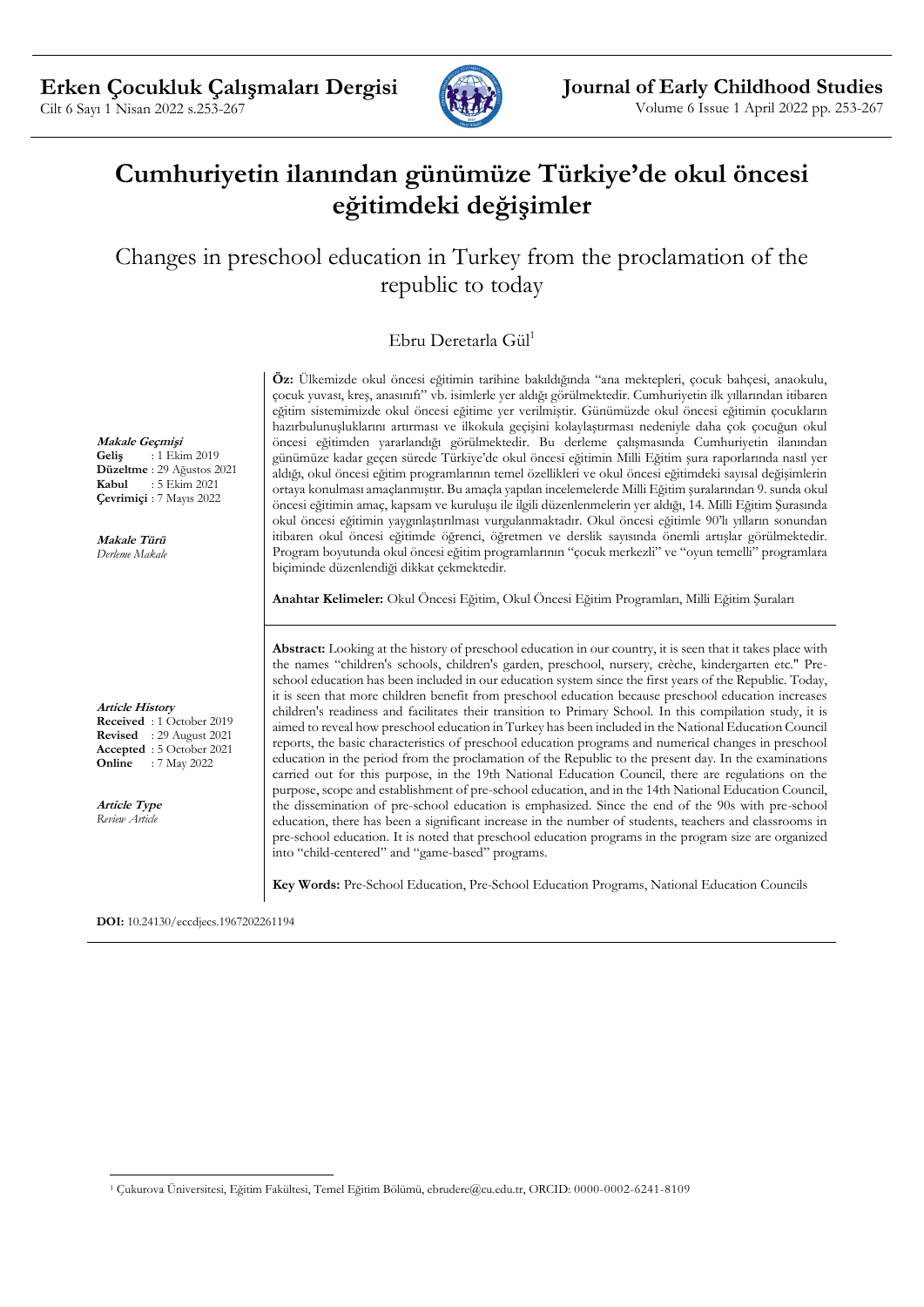# Cumhuriyetin ilanından günümüze Türkiye'de okul öncesi eğitimdeki değişimler

## Changes in preschool education in Turkey from the proclamation of the republic to today

Ebru Deretarla Gül[1]

***Makale Geçmişi***
**Geliş** : 1 Ekim 2019
**Düzeltme** : 29 Ağustos 2021
**Kabul** : 5 Ekim 2021
**Çevrimiçi** : 7 Mayıs 2022

***Makale Türü***
*Derleme Makale*

**Öz:** Ülkemizde okul öncesi eğitimin tarihine bakıldığında "ana mektepleri, çocuk bahçesi, anaokulu, çocuk yuvası, kreş, anasınıfı" vb. isimlerle yer aldığı görülmektedir. Cumhuriyetin ilk yıllarından itibaren eğitim sistemimizde okul öncesi eğitime yer verilmiştir. Günümüzde okul öncesi eğitimin çocukların hazırbulunuşluklarını artırması ve ilkokula geçişini kolaylaştırması nedeniyle daha çok çocuğun okul öncesi eğitimden yararlandığı görülmektedir. Bu derleme çalışmasında Cumhuriyetin ilanından günümüze kadar geçen sürede Türkiye'de okul öncesi eğitimin Milli Eğitim şura raporlarında nasıl yer aldığı, okul öncesi eğitim programlarının temel özellikleri ve okul öncesi eğitimdeki sayısal değişimlerin ortaya konulması amaçlanmıştır. Bu amaçla yapılan incelemelerde Milli Eğitim şuralarından 9. sunda okul öncesi eğitimin amaç, kapsam ve kuruluşu ile ilgili düzenlemelerin yer aldığı, 14. Milli Eğitim Şurasında okul öncesi eğitimin yaygınlaştırılması vurgulanmaktadır. Okul öncesi eğitimle 90'lı yılların sonundan itibaren okul öncesi eğitimde öğrenci, öğretmen ve derslik sayısında önemli artışlar görülmektedir. Program boyutunda okul öncesi eğitim programlarının "çocuk merkezli" ve "oyun temelli" programlara biçiminde düzenlendiği dikkat çekmektedir.

**Anahtar Kelimeler:** Okul Öncesi Eğitim, Okul Öncesi Eğitim Programları, Milli Eğitim Şuraları

***Article History***
**Received** : 1 October 2019
**Revised** : 29 August 2021
**Accepted** : 5 October 2021
**Online** : 7 May 2022

***Article Type***
*Review Article*

**Abstract:** Looking at the history of preschool education in our country, it is seen that it takes place with the names "children's schools, children's garden, preschool, nursery, crèche, kindergarten etc." Preschool education has been included in our education system since the first years of the Republic. Today, it is seen that more children benefit from preschool education because preschool education increases children's readiness and facilitates their transition to Primary School. In this compilation study, it is aimed to reveal how preschool education in Turkey has been included in the National Education Council reports, the basic characteristics of preschool education programs and numerical changes in preschool education in the period from the proclamation of the Republic to the present day. In the examinations carried out for this purpose, in the 19th National Education Council, there are regulations on the purpose, scope and establishment of pre-school education, and in the 14th National Education Council, the dissemination of pre-school education is emphasized. Since the end of the 90s with pre-school education, there has been a significant increase in the number of students, teachers and classrooms in pre-school education. It is noted that preschool education programs in the program size are organized into "child-centered" and "game-based" programs.

**Key Words:** Pre-School Education, Pre-School Education Programs, National Education Councils

**DOI:** 10.24130/eccdjecs.1967202261194

[1] Çukurova Üniversitesi, Eğitim Fakültesi, Temel Eğitim Bölümü, ebrudere@cu.edu.tr, ORCID: 0000-0002-6241-8109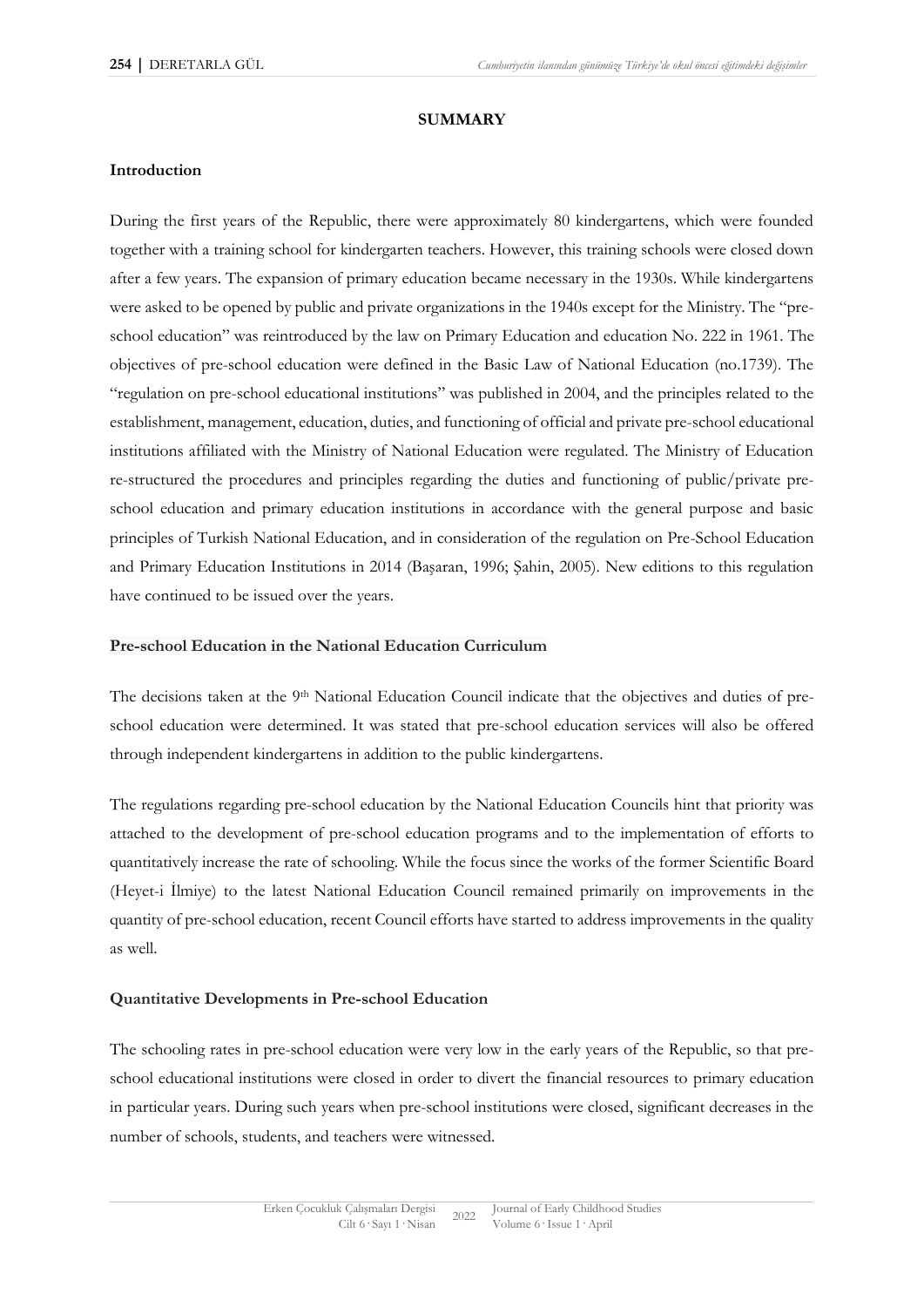## SUMMARY

### Introduction

During the first years of the Republic, there were approximately 80 kindergartens, which were founded together with a training school for kindergarten teachers. However, this training schools were closed down after a few years. The expansion of primary education became necessary in the 1930s. While kindergartens were asked to be opened by public and private organizations in the 1940s except for the Ministry. The "pre-school education" was reintroduced by the law on Primary Education and education No. 222 in 1961. The objectives of pre-school education were defined in the Basic Law of National Education (no.1739). The "regulation on pre-school educational institutions" was published in 2004, and the principles related to the establishment, management, education, duties, and functioning of official and private pre-school educational institutions affiliated with the Ministry of National Education were regulated. The Ministry of Education re-structured the procedures and principles regarding the duties and functioning of public/private pre-school education and primary education institutions in accordance with the general purpose and basic principles of Turkish National Education, and in consideration of the regulation on Pre-School Education and Primary Education Institutions in 2014 (Başaran, 1996; Şahin, 2005). New editions to this regulation have continued to be issued over the years.

### Pre-school Education in the National Education Curriculum

The decisions taken at the 9th National Education Council indicate that the objectives and duties of pre-school education were determined. It was stated that pre-school education services will also be offered through independent kindergartens in addition to the public kindergartens.

The regulations regarding pre-school education by the National Education Councils hint that priority was attached to the development of pre-school education programs and to the implementation of efforts to quantitatively increase the rate of schooling. While the focus since the works of the former Scientific Board (Heyet-i İlmiye) to the latest National Education Council remained primarily on improvements in the quantity of pre-school education, recent Council efforts have started to address improvements in the quality as well.

### Quantitative Developments in Pre-school Education

The schooling rates in pre-school education were very low in the early years of the Republic, so that pre-school educational institutions were closed in order to divert the financial resources to primary education in particular years. During such years when pre-school institutions were closed, significant decreases in the number of schools, students, and teachers were witnessed.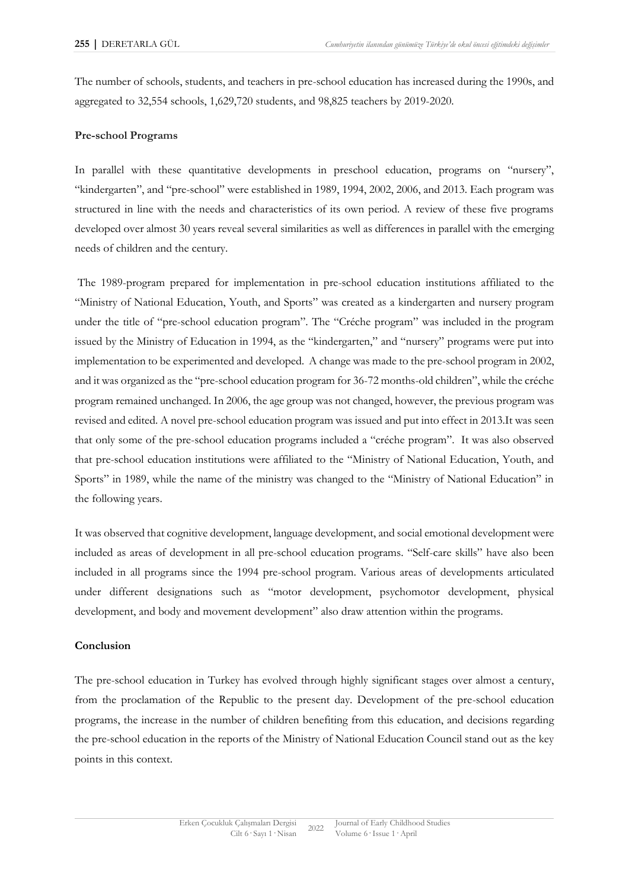The number of schools, students, and teachers in pre-school education has increased during the 1990s, and aggregated to 32,554 schools, 1,629,720 students, and 98,825 teachers by 2019-2020.

**Pre-school Programs**

In parallel with these quantitative developments in preschool education, programs on "nursery", "kindergarten", and "pre-school" were established in 1989, 1994, 2002, 2006, and 2013. Each program was structured in line with the needs and characteristics of its own period. A review of these five programs developed over almost 30 years reveal several similarities as well as differences in parallel with the emerging needs of children and the century.

The 1989-program prepared for implementation in pre-school education institutions affiliated to the "Ministry of National Education, Youth, and Sports" was created as a kindergarten and nursery program under the title of "pre-school education program". The "Créche program" was included in the program issued by the Ministry of Education in 1994, as the "kindergarten," and "nursery" programs were put into implementation to be experimented and developed. A change was made to the pre-school program in 2002, and it was organized as the "pre-school education program for 36-72 months-old children", while the créche program remained unchanged. In 2006, the age group was not changed, however, the previous program was revised and edited. A novel pre-school education program was issued and put into effect in 2013.It was seen that only some of the pre-school education programs included a "créche program". It was also observed that pre-school education institutions were affiliated to the "Ministry of National Education, Youth, and Sports" in 1989, while the name of the ministry was changed to the "Ministry of National Education" in the following years.

It was observed that cognitive development, language development, and social emotional development were included as areas of development in all pre-school education programs. "Self-care skills" have also been included in all programs since the 1994 pre-school program. Various areas of developments articulated under different designations such as "motor development, psychomotor development, physical development, and body and movement development" also draw attention within the programs.

**Conclusion**

The pre-school education in Turkey has evolved through highly significant stages over almost a century, from the proclamation of the Republic to the present day. Development of the pre-school education programs, the increase in the number of children benefiting from this education, and decisions regarding the pre-school education in the reports of the Ministry of National Education Council stand out as the key points in this context.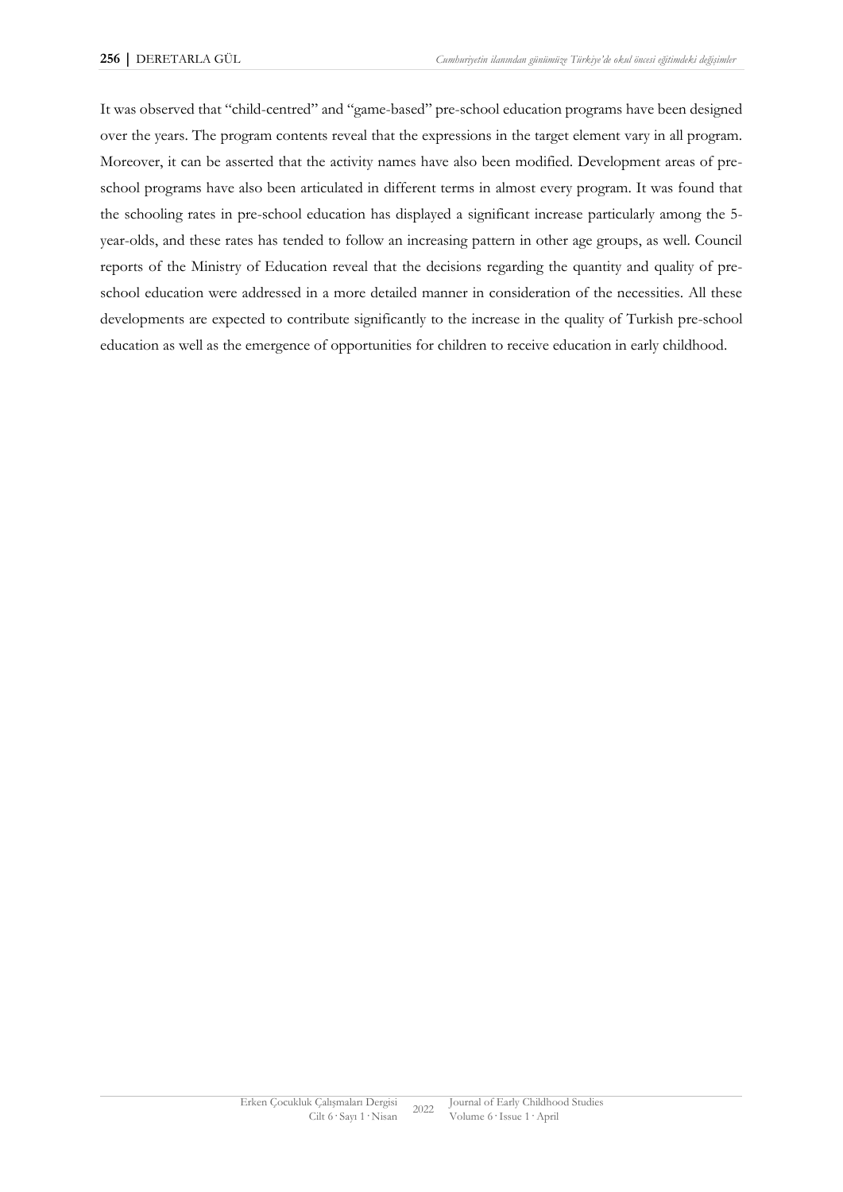It was observed that "child-centred" and "game-based" pre-school education programs have been designed over the years. The program contents reveal that the expressions in the target element vary in all program. Moreover, it can be asserted that the activity names have also been modified. Development areas of pre-school programs have also been articulated in different terms in almost every program. It was found that the schooling rates in pre-school education has displayed a significant increase particularly among the 5-year-olds, and these rates has tended to follow an increasing pattern in other age groups, as well. Council reports of the Ministry of Education reveal that the decisions regarding the quantity and quality of pre-school education were addressed in a more detailed manner in consideration of the necessities. All these developments are expected to contribute significantly to the increase in the quality of Turkish pre-school education as well as the emergence of opportunities for children to receive education in early childhood.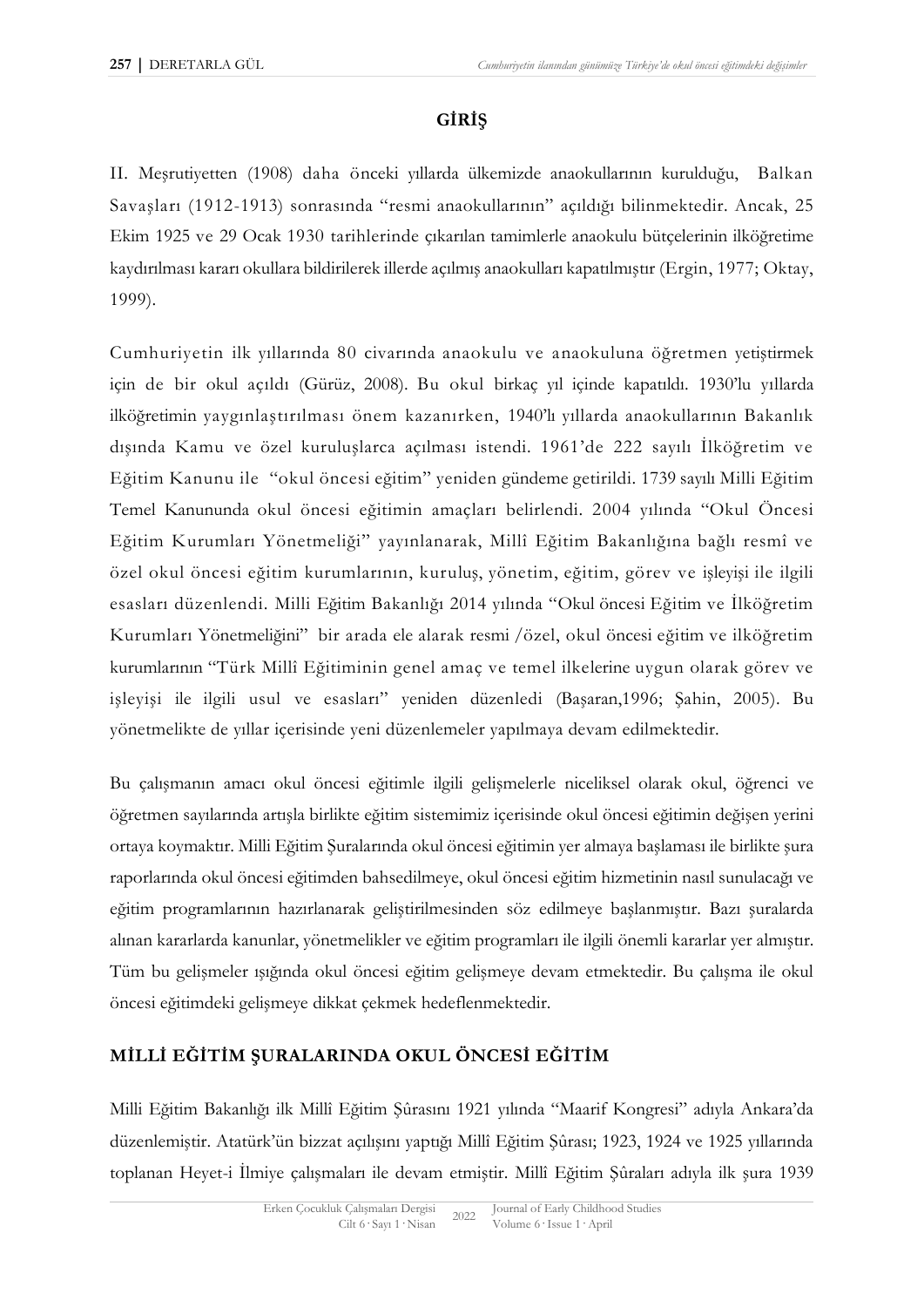## GİRİŞ

II. Meşrutiyetten (1908) daha önceki yıllarda ülkemizde anaokullarının kurulduğu, Balkan Savaşları (1912-1913) sonrasında "resmi anaokullarının" açıldığı bilinmektedir. Ancak, 25 Ekim 1925 ve 29 Ocak 1930 tarihlerinde çıkarılan tamimlerle anaokulu bütçelerinin ilköğretime kaydırılması kararı okullara bildirilerek illerde açılmış anaokulları kapatılmıştır (Ergin, 1977; Oktay, 1999).

Cumhuriyetin ilk yıllarında 80 civarında anaokulu ve anaokuluna öğretmen yetiştirmek için de bir okul açıldı (Gürüz, 2008). Bu okul birkaç yıl içinde kapatıldı. 1930'lu yıllarda ilköğretimin yaygınlaştırılması önem kazanırken, 1940'lı yıllarda anaokullarının Bakanlık dışında Kamu ve özel kuruluşlarca açılması istendi. 1961'de 222 sayılı İlköğretim ve Eğitim Kanunu ile "okul öncesi eğitim" yeniden gündeme getirildi. 1739 sayılı Milli Eğitim Temel Kanununda okul öncesi eğitimin amaçları belirlendi. 2004 yılında "Okul Öncesi Eğitim Kurumları Yönetmeliği" yayınlanarak, Millî Eğitim Bakanlığına bağlı resmî ve özel okul öncesi eğitim kurumlarının, kuruluş, yönetim, eğitim, görev ve işleyişi ile ilgili esasları düzenlendi. Milli Eğitim Bakanlığı 2014 yılında "Okul öncesi Eğitim ve İlköğretim Kurumları Yönetmeliğini" bir arada ele alarak resmi /özel, okul öncesi eğitim ve ilköğretim kurumlarının "Türk Millî Eğitiminin genel amaç ve temel ilkelerine uygun olarak görev ve işleyişi ile ilgili usul ve esasları" yeniden düzenledi (Başaran,1996; Şahin, 2005). Bu yönetmelikte de yıllar içerisinde yeni düzenlemeler yapılmaya devam edilmektedir.

Bu çalışmanın amacı okul öncesi eğitimle ilgili gelişmelerle niceliksel olarak okul, öğrenci ve öğretmen sayılarında artışla birlikte eğitim sistemimiz içerisinde okul öncesi eğitimin değişen yerini ortaya koymaktır. Milli Eğitim Şuralarında okul öncesi eğitimin yer almaya başlaması ile birlikte şura raporlarında okul öncesi eğitimden bahsedilmeye, okul öncesi eğitim hizmetinin nasıl sunulacağı ve eğitim programlarının hazırlanarak geliştirilmesinden söz edilmeye başlanmıştır. Bazı şuralarda alınan kararlarda kanunlar, yönetmelikler ve eğitim programları ile ilgili önemli kararlar yer almıştır. Tüm bu gelişmeler ışığında okul öncesi eğitim gelişmeye devam etmektedir. Bu çalışma ile okul öncesi eğitimdeki gelişmeye dikkat çekmek hedeflenmektedir.

## MİLLİ EĞİTİM ŞURALARINDA OKUL ÖNCESİ EĞİTİM

Milli Eğitim Bakanlığı ilk Millî Eğitim Şûrasını 1921 yılında "Maarif Kongresi" adıyla Ankara'da düzenlemiştir. Atatürk'ün bizzat açılışını yaptığı Millî Eğitim Şûrası; 1923, 1924 ve 1925 yıllarında toplanan Heyet-i İlmiye çalışmaları ile devam etmiştir. Millî Eğitim Şûraları adıyla ilk şura 1939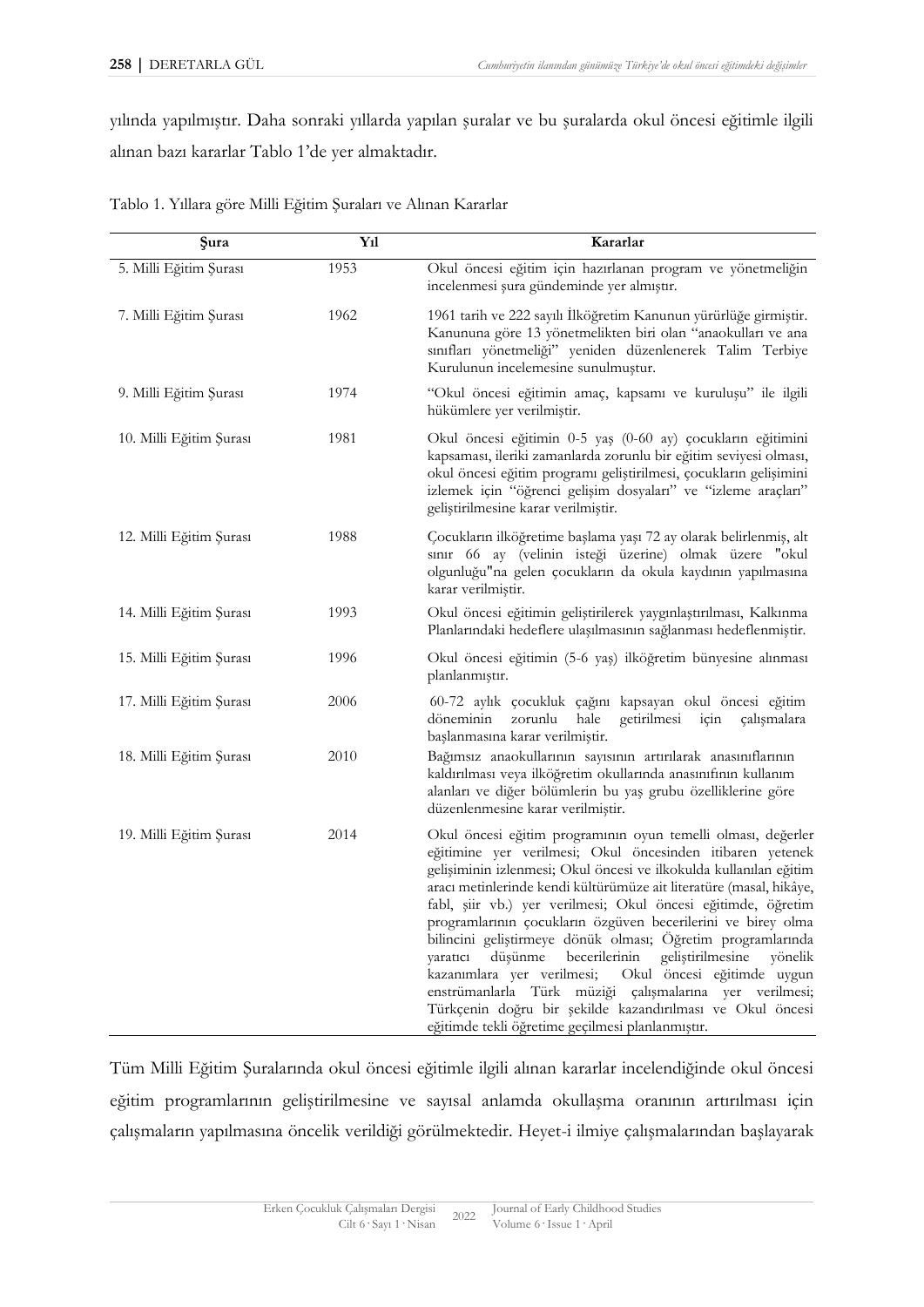yılında yapılmıştır. Daha sonraki yıllarda yapılan şuralar ve bu şuralarda okul öncesi eğitimle ilgili alınan bazı kararlar Tablo 1'de yer almaktadır.

Tablo 1. Yıllara göre Milli Eğitim Şuraları ve Alınan Kararlar

| Şura | Yıl | Kararlar |
|---|---|---|
| 5. Milli Eğitim Şurası | 1953 | Okul öncesi eğitim için hazırlanan program ve yönetmeliğin incelenmesi şura gündeminde yer almıştır. |
| 7. Milli Eğitim Şurası | 1962 | 1961 tarih ve 222 sayılı İlköğretim Kanunun yürürlüğe girmiştir. Kanununa göre 13 yönetmelikten biri olan "anaokulları ve ana sınıfları yönetmeliği" yeniden düzenlenerek Talim Terbiye Kurulunun incelemesine sunulmuştur. |
| 9. Milli Eğitim Şurası | 1974 | "Okul öncesi eğitimin amaç, kapsamı ve kuruluşu" ile ilgili hükümlere yer verilmiştir. |
| 10. Milli Eğitim Şurası | 1981 | Okul öncesi eğitimin 0-5 yaş (0-60 ay) çocukların eğitimini kapsaması, ileriki zamanlarda zorunlu bir eğitim seviyesi olması, okul öncesi eğitim programı geliştirilmesi, çocukların gelişimini izlemek için "öğrenci gelişim dosyaları" ve "izleme araçları" geliştirilmesine karar verilmiştir. |
| 12. Milli Eğitim Şurası | 1988 | Çocukların ilköğretime başlama yaşı 72 ay olarak belirlenmiş, alt sınır 66 ay (velinin isteği üzerine) olmak üzere "okul olgunluğu"na gelen çocukların da okula kaydının yapılmasına karar verilmiştir. |
| 14. Milli Eğitim Şurası | 1993 | Okul öncesi eğitimin geliştirilerek yaygınlaştırılması, Kalkınma Planlarındaki hedeflere ulaşılmasının sağlanması hedeflenmiştir. |
| 15. Milli Eğitim Şurası | 1996 | Okul öncesi eğitimin (5-6 yaş) ilköğretim bünyesine alınması planlanmıştır. |
| 17. Milli Eğitim Şurası | 2006 | 60-72 aylık çocukluk çağını kapsayan okul öncesi eğitim döneminin zorunlu hale getirilmesi için çalışmalara başlanmasına karar verilmiştir. |
| 18. Milli Eğitim Şurası | 2010 | Bağımsız anaokullarının sayısının artırılarak anasınıflarının kaldırılması veya ilköğretim okullarında anasınıfının kullanım alanları ve diğer bölümlerin bu yaş grubu özelliklerine göre düzenlenmesine karar verilmiştir. |
| 19. Milli Eğitim Şurası | 2014 | Okul öncesi eğitim programının oyun temelli olması, değerler eğitimine yer verilmesi; Okul öncesinden itibaren yetenek gelişiminin izlenmesi; Okul öncesi ve ilkokulda kullanılan eğitim aracı metinlerinde kendi kültürümüze ait literatüre (masal, hikâye, fabl, şiir vb.) yer verilmesi; Okul öncesi eğitimde, öğretim programlarının çocukların özgüven becerilerini ve birey olma bilincini geliştirmeye dönük olması; Öğretim programlarında yaratıcı düşünme becerilerinin geliştirilmesine yönelik kazanımlara yer verilmesi; Okul öncesi eğitimde uygun enstrümanlarla Türk müziği çalışmalarına yer verilmesi; Türkçenin doğru bir şekilde kazandırılması ve Okul öncesi eğitimde tekli öğretime geçilmesi planlanmıştır. |

Tüm Milli Eğitim Şuralarında okul öncesi eğitimle ilgili alınan kararlar incelendiğinde okul öncesi eğitim programlarının geliştirilmesine ve sayısal anlamda okullaşma oranının artırılması için çalışmaların yapılmasına öncelik verildiği görülmektedir. Heyet-i ilmiye çalışmalarından başlayarak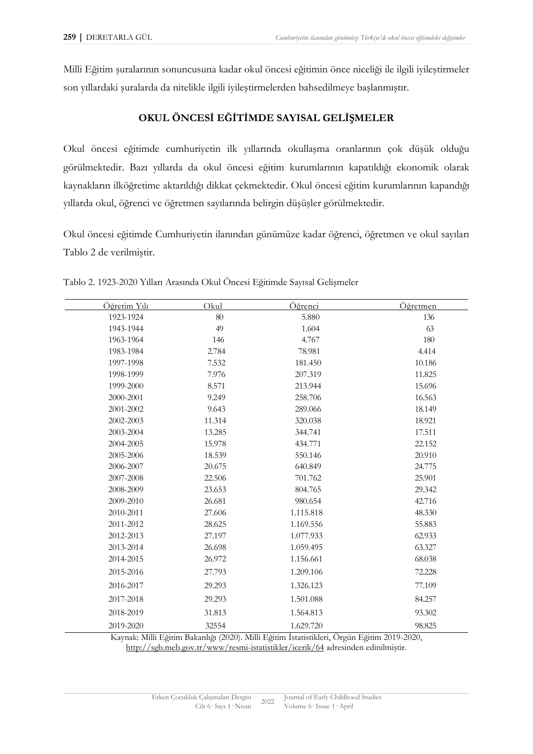Milli Eğitim şuralarının sonuncusuna kadar okul öncesi eğitimin önce niceliği ile ilgili iyileştirmeler son yıllardaki şuralarda da nitelikle ilgili iyileştirmelerden bahsedilmeye başlanmıştır.

## OKUL ÖNCESİ EĞİTİMDE SAYISAL GELİŞMELER

Okul öncesi eğitimde cumhuriyetin ilk yıllarında okullaşma oranlarının çok düşük olduğu görülmektedir. Bazı yıllarda da okul öncesi eğitim kurumlarının kapatıldığı ekonomik olarak kaynakların ilköğretime aktarıldığı dikkat çekmektedir. Okul öncesi eğitim kurumlarının kapandığı yıllarda okul, öğrenci ve öğretmen sayılarında belirgin düşüşler görülmektedir.

Okul öncesi eğitimde Cumhuriyetin ilanından günümüze kadar öğrenci, öğretmen ve okul sayıları Tablo 2 de verilmiştir.

Tablo 2. 1923-2020 Yılları Arasında Okul Öncesi Eğitimde Sayısal Gelişmeler

| Öğretim Yılı | Okul | Öğrenci | Öğretmen |
|---|---|---|---|
| 1923-1924 | 80 | 5.880 | 136 |
| 1943-1944 | 49 | 1.604 | 63 |
| 1963-1964 | 146 | 4.767 | 180 |
| 1983-1984 | 2.784 | 78.981 | 4.414 |
| 1997-1998 | 7.532 | 181.450 | 10.186 |
| 1998-1999 | 7.976 | 207.319 | 11.825 |
| 1999-2000 | 8.571 | 213.944 | 15.696 |
| 2000-2001 | 9.249 | 258.706 | 16.563 |
| 2001-2002 | 9.643 | 289.066 | 18.149 |
| 2002-2003 | 11.314 | 320.038 | 18.921 |
| 2003-2004 | 13.285 | 344.741 | 17.511 |
| 2004-2005 | 15.978 | 434.771 | 22.152 |
| 2005-2006 | 18.539 | 550.146 | 20.910 |
| 2006-2007 | 20.675 | 640.849 | 24.775 |
| 2007-2008 | 22.506 | 701.762 | 25.901 |
| 2008-2009 | 23.653 | 804.765 | 29.342 |
| 2009-2010 | 26.681 | 980.654 | 42.716 |
| 2010-2011 | 27.606 | 1.115.818 | 48.330 |
| 2011-2012 | 28.625 | 1.169.556 | 55.883 |
| 2012-2013 | 27.197 | 1.077.933 | 62.933 |
| 2013-2014 | 26.698 | 1.059.495 | 63.327 |
| 2014-2015 | 26.972 | 1.156.661 | 68.038 |
| 2015-2016 | 27.793 | 1.209.106 | 72.228 |
| 2016-2017 | 29.293 | 1.326.123 | 77.109 |
| 2017-2018 | 29.293 | 1.501.088 | 84.257 |
| 2018-2019 | 31.813 | 1.564.813 | 93.302 |
| 2019-2020 | 32554 | 1.629.720 | 98.825 |

Kaynak: Milli Eğitim Bakanlığı (2020). Milli Eğitim İstatistikleri, Örgün Eğitim 2019-2020, http://sgb.meb.gov.tr/www/resmi-istatistikler/icerik/64 adresinden edinilmiştir.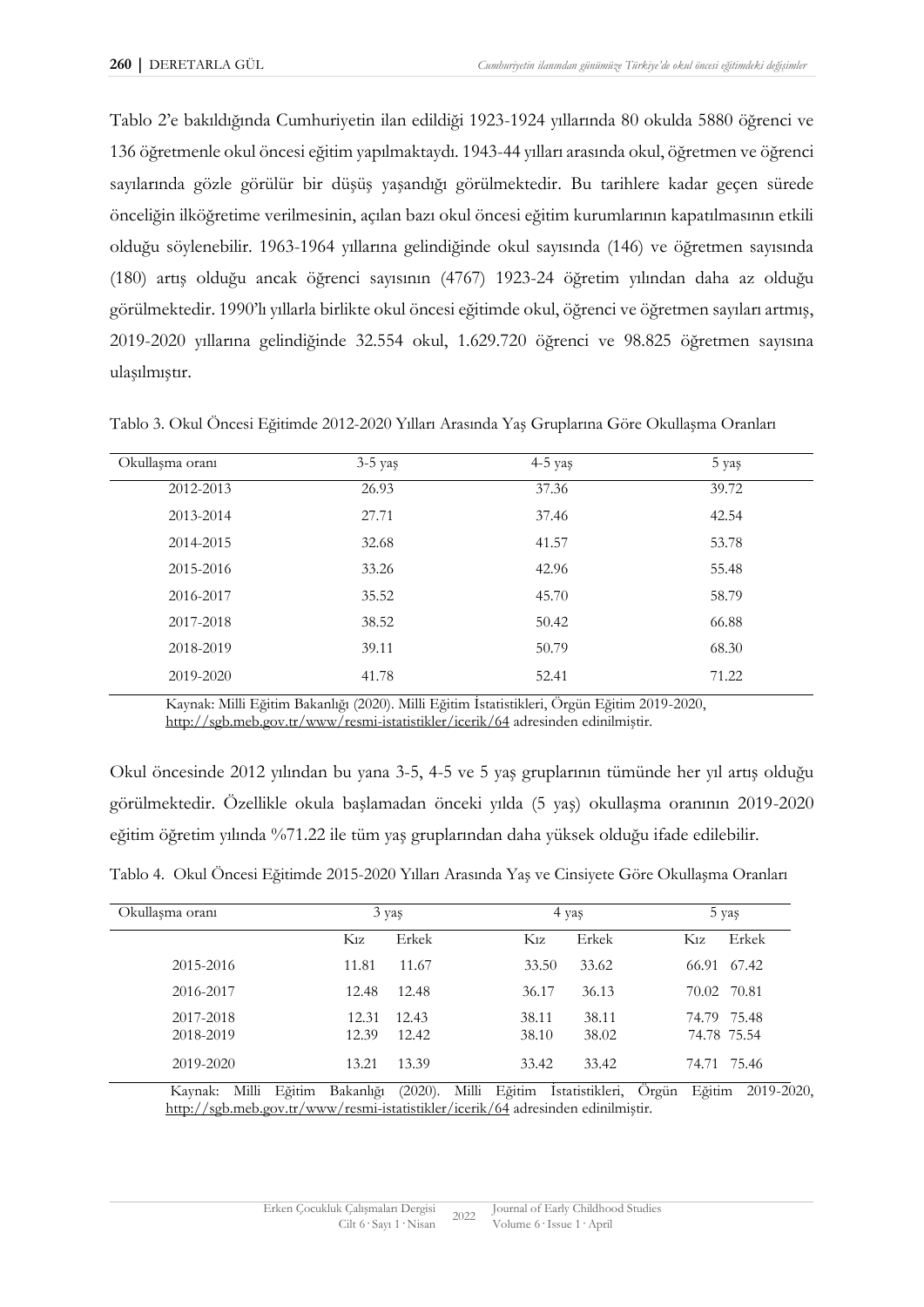Tablo 2'e bakıldığında Cumhuriyetin ilan edildiği 1923-1924 yıllarında 80 okulda 5880 öğrenci ve 136 öğretmenle okul öncesi eğitim yapılmaktaydı. 1943-44 yılları arasında okul, öğretmen ve öğrenci sayılarında gözle görülür bir düşüş yaşandığı görülmektedir. Bu tarihlere kadar geçen sürede önceliğin ilköğretime verilmesinin, açılan bazı okul öncesi eğitim kurumlarının kapatılmasının etkili olduğu söylenebilir. 1963-1964 yıllarına gelindiğinde okul sayısında (146) ve öğretmen sayısında (180) artış olduğu ancak öğrenci sayısının (4767) 1923-24 öğretim yılından daha az olduğu görülmektedir. 1990'lı yıllarla birlikte okul öncesi eğitimde okul, öğrenci ve öğretmen sayıları artmış, 2019-2020 yıllarına gelindiğinde 32.554 okul, 1.629.720 öğrenci ve 98.825 öğretmen sayısına ulaşılmıştır.

Tablo 3. Okul Öncesi Eğitimde 2012-2020 Yılları Arasında Yaş Gruplarına Göre Okullaşma Oranları

| Okullaşma oranı | 3-5 yaş | 4-5 yaş | 5 yaş |
|---|---|---|---|
| 2012-2013 | 26.93 | 37.36 | 39.72 |
| 2013-2014 | 27.71 | 37.46 | 42.54 |
| 2014-2015 | 32.68 | 41.57 | 53.78 |
| 2015-2016 | 33.26 | 42.96 | 55.48 |
| 2016-2017 | 35.52 | 45.70 | 58.79 |
| 2017-2018 | 38.52 | 50.42 | 66.88 |
| 2018-2019 | 39.11 | 50.79 | 68.30 |
| 2019-2020 | 41.78 | 52.41 | 71.22 |

Kaynak: Milli Eğitim Bakanlığı (2020). Milli Eğitim İstatistikleri, Örgün Eğitim 2019-2020, http://sgb.meb.gov.tr/www/resmi-istatistikler/icerik/64 adresinden edinilmiştir.

Okul öncesinde 2012 yılından bu yana 3-5, 4-5 ve 5 yaş gruplarının tümünde her yıl artış olduğu görülmektedir. Özellikle okula başlamadan önceki yılda (5 yaş) okullaşma oranının 2019-2020 eğitim öğretim yılında %71.22 ile tüm yaş gruplarından daha yüksek olduğu ifade edilebilir.

Tablo 4. Okul Öncesi Eğitimde 2015-2020 Yılları Arasında Yaş ve Cinsiyete Göre Okullaşma Oranları

| Okullaşma oranı | 3 yaş | | 4 yaş | | 5 yaş | |
|---|---|---|---|---|---|---|
| | Kız | Erkek | Kız | Erkek | Kız | Erkek |
| 2015-2016 | 11.81 | 11.67 | 33.50 | 33.62 | 66.91 | 67.42 |
| 2016-2017 | 12.48 | 12.48 | 36.17 | 36.13 | 70.02 | 70.81 |
| 2017-2018 | 12.31 | 12.43 | 38.11 | 38.11 | 74.79 | 75.48 |
| 2018-2019 | 12.39 | 12.42 | 38.10 | 38.02 | 74.78 | 75.54 |
| 2019-2020 | 13.21 | 13.39 | 33.42 | 33.42 | 74.71 | 75.46 |

Kaynak: Milli Eğitim Bakanlığı (2020). Milli Eğitim İstatistikleri, Örgün Eğitim 2019-2020, http://sgb.meb.gov.tr/www/resmi-istatistikler/icerik/64 adresinden edinilmiştir.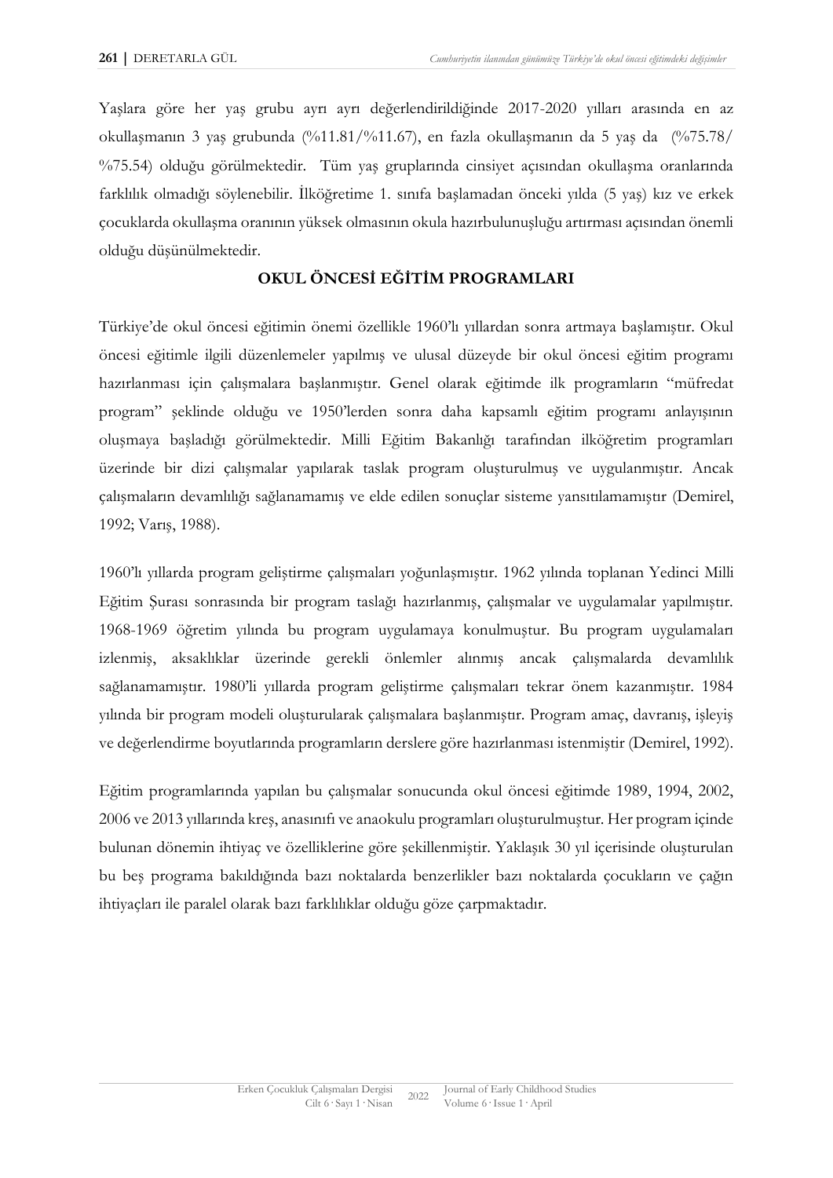Yaşlara göre her yaş grubu ayrı ayrı değerlendirildiğinde 2017-2020 yılları arasında en az okullaşmanın 3 yaş grubunda (%11.81/%11.67), en fazla okullaşmanın da 5 yaş da (%75.78/ %75.54) olduğu görülmektedir. Tüm yaş gruplarında cinsiyet açısından okullaşma oranlarında farklılık olmadığı söylenebilir. İlköğretime 1. sınıfa başlamadan önceki yılda (5 yaş) kız ve erkek çocuklarda okullaşma oranının yüksek olmasının okula hazırbulunuşluğu artırması açısından önemli olduğu düşünülmektedir.

## OKUL ÖNCESİ EĞİTİM PROGRAMLARI

Türkiye'de okul öncesi eğitimin önemi özellikle 1960'lı yıllardan sonra artmaya başlamıştır. Okul öncesi eğitimle ilgili düzenlemeler yapılmış ve ulusal düzeyde bir okul öncesi eğitim programı hazırlanması için çalışmalara başlanmıştır. Genel olarak eğitimde ilk programların "müfredat program" şeklinde olduğu ve 1950'lerden sonra daha kapsamlı eğitim programı anlayışının oluşmaya başladığı görülmektedir. Milli Eğitim Bakanlığı tarafından ilköğretim programları üzerinde bir dizi çalışmalar yapılarak taslak program oluşturulmuş ve uygulanmıştır. Ancak çalışmaların devamlılığı sağlanamamış ve elde edilen sonuçlar sisteme yansıtılamamıştır (Demirel, 1992; Varış, 1988).

1960'lı yıllarda program geliştirme çalışmaları yoğunlaşmıştır. 1962 yılında toplanan Yedinci Milli Eğitim Şurası sonrasında bir program taslağı hazırlanmış, çalışmalar ve uygulamalar yapılmıştır. 1968-1969 öğretim yılında bu program uygulamaya konulmuştur. Bu program uygulamaları izlenmiş, aksaklıklar üzerinde gerekli önlemler alınmış ancak çalışmalarda devamlılık sağlanamamıştır. 1980'li yıllarda program geliştirme çalışmaları tekrar önem kazanmıştır. 1984 yılında bir program modeli oluşturularak çalışmalara başlanmıştır. Program amaç, davranış, işleyiş ve değerlendirme boyutlarında programların derslere göre hazırlanması istenmiştir (Demirel, 1992).

Eğitim programlarında yapılan bu çalışmalar sonucunda okul öncesi eğitimde 1989, 1994, 2002, 2006 ve 2013 yıllarında kreş, anasınıfı ve anaokulu programları oluşturulmuştur. Her program içinde bulunan dönemin ihtiyaç ve özelliklerine göre şekillenmiştir. Yaklaşık 30 yıl içerisinde oluşturulan bu beş programa bakıldığında bazı noktalarda benzerlikler bazı noktalarda çocukların ve çağın ihtiyaçları ile paralel olarak bazı farklılıklar olduğu göze çarpmaktadır.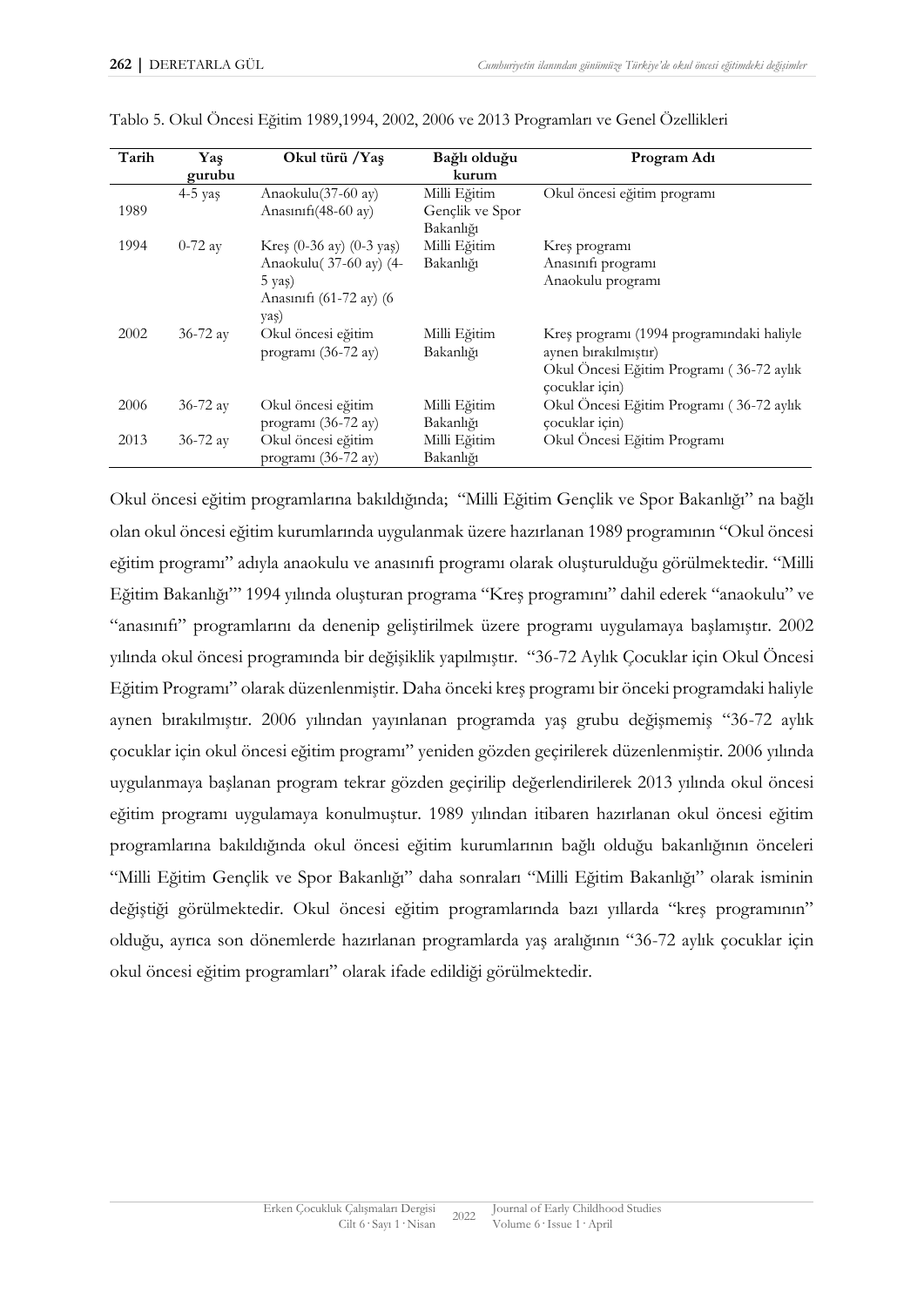Tablo 5. Okul Öncesi Eğitim 1989,1994, 2002, 2006 ve 2013 Programları ve Genel Özellikleri

| Tarih | Yaş gurubu | Okul türü /Yaş | Bağlı olduğu kurum | Program Adı |
|---|---|---|---|---|
| 1989 | 4-5 yaş | Anaokulu(37-60 ay) Anasınıfı(48-60 ay) | Milli Eğitim Gençlik ve Spor Bakanlığı | Okul öncesi eğitim programı |
| 1994 | 0-72 ay | Kreş (0-36 ay) (0-3 yaş) Anaokulu( 37-60 ay) (4-5 yaş) Anasınıfı (61-72 ay) (6 yaş) | Milli Eğitim Bakanlığı | Kreş programı Anasınıfı programı Anaokulu programı |
| 2002 | 36-72 ay | Okul öncesi eğitim programı (36-72 ay) | Milli Eğitim Bakanlığı | Kreş programı (1994 programındaki haliyle aynen bırakılmıştır) Okul Öncesi Eğitim Programı ( 36-72 aylık çocuklar için) |
| 2006 | 36-72 ay | Okul öncesi eğitim programı (36-72 ay) | Milli Eğitim Bakanlığı | Okul Öncesi Eğitim Programı ( 36-72 aylık çocuklar için) |
| 2013 | 36-72 ay | Okul öncesi eğitim programı (36-72 ay) | Milli Eğitim Bakanlığı | Okul Öncesi Eğitim Programı |

Okul öncesi eğitim programlarına bakıldığında; "Milli Eğitim Gençlik ve Spor Bakanlığı" na bağlı olan okul öncesi eğitim kurumlarında uygulanmak üzere hazırlanan 1989 programının "Okul öncesi eğitim programı" adıyla anaokulu ve anasınıfı programı olarak oluşturulduğu görülmektedir. "Milli Eğitim Bakanlığı'" 1994 yılında oluşturan programa "Kreş programını" dahil ederek "anaokulu" ve "anasınıfı" programlarını da denenip geliştirilmek üzere programı uygulamaya başlamıştır. 2002 yılında okul öncesi programında bir değişiklik yapılmıştır. "36-72 Aylık Çocuklar için Okul Öncesi Eğitim Programı" olarak düzenlenmiştir. Daha önceki kreş programı bir önceki programdaki haliyle aynen bırakılmıştır. 2006 yılından yayınlanan programda yaş grubu değişmemiş "36-72 aylık çocuklar için okul öncesi eğitim programı" yeniden gözden geçirilerek düzenlenmiştir. 2006 yılında uygulanmaya başlanan program tekrar gözden geçirilip değerlendirilerek 2013 yılında okul öncesi eğitim programı uygulamaya konulmuştur. 1989 yılından itibaren hazırlanan okul öncesi eğitim programlarına bakıldığında okul öncesi eğitim kurumlarının bağlı olduğu bakanlığının önceleri "Milli Eğitim Gençlik ve Spor Bakanlığı" daha sonraları "Milli Eğitim Bakanlığı" olarak isminin değiştiği görülmektedir. Okul öncesi eğitim programlarında bazı yıllarda "kreş programının" olduğu, ayrıca son dönemlerde hazırlanan programlarda yaş aralığının "36-72 aylık çocuklar için okul öncesi eğitim programları" olarak ifade edildiği görülmektedir.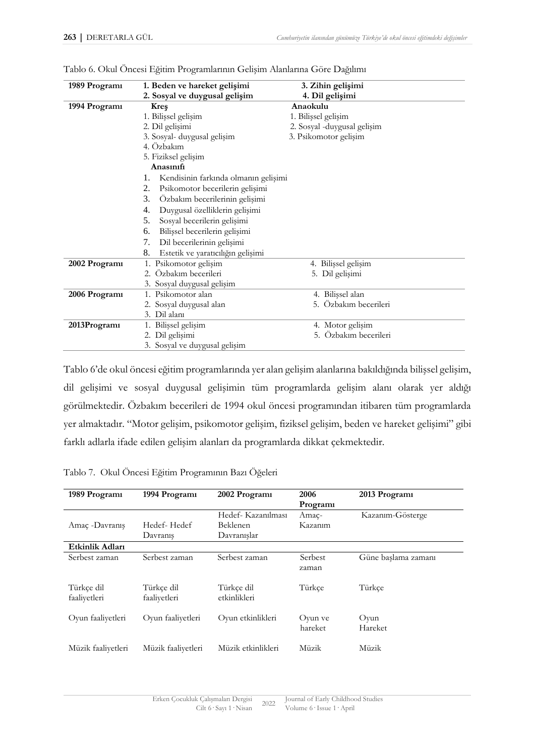Tablo 6. Okul Öncesi Eğitim Programlarının Gelişim Alanlarına Göre Dağılımı

| | | |
|---|---|---|
| **1989 Programı** | **1. Beden ve hareket gelişimi**<br>**2. Sosyal ve duygusal gelişim** | **3. Zihin gelişimi**<br>**4. Dil gelişimi** |
| **1994 Programı** | **Kreş**<br>1. Bilişsel gelişim<br>2. Dil gelişimi<br>3. Sosyal- duygusal gelişim<br>4. Özbakım<br>5. Fiziksel gelişim<br>**Anasınıfı**<br>1. Kendisinin farkında olmanın gelişimi<br>2. Psikomotor becerilerin gelişimi<br>3. Özbakım becerilerinin gelişimi<br>4. Duygusal özelliklerin gelişimi<br>5. Sosyal becerilerin gelişimi<br>6. Bilişsel becerilerin gelişimi<br>7. Dil becerilerinin gelişimi<br>8. Estetik ve yaratıcılığın gelişimi | **Anaokulu**<br>1. Bilişsel gelişim<br>2. Sosyal -duygusal gelişim<br>3. Psikomotor gelişim |
| **2002 Programı** | 1. Psikomotor gelişim<br>2. Özbakım becerileri<br>3. Sosyal duygusal gelişim | 4. Bilişsel gelişim<br>5. Dil gelişimi |
| **2006 Programı** | 1. Psikomotor alan<br>2. Sosyal duygusal alan<br>3. Dil alanı | 4. Bilişsel alan<br>5. Özbakım becerileri |
| **2013Programı** | 1. Bilişsel gelişim<br>2. Dil gelişimi<br>3. Sosyal ve duygusal gelişim | 4. Motor gelişim<br>5. Özbakım becerileri |

Tablo 6'de okul öncesi eğitim programlarında yer alan gelişim alanlarına bakıldığında bilişsel gelişim, dil gelişimi ve sosyal duygusal gelişimin tüm programlarda gelişim alanı olarak yer aldığı görülmektedir. Özbakım becerileri de 1994 okul öncesi programından itibaren tüm programlarda yer almaktadır. "Motor gelişim, psikomotor gelişim, fiziksel gelişim, beden ve hareket gelişimi" gibi farklı adlarla ifade edilen gelişim alanları da programlarda dikkat çekmektedir.

Tablo 7. Okul Öncesi Eğitim Programının Bazı Öğeleri

| 1989 Programı | 1994 Programı | 2002 Programı | 2006 Programı | 2013 Programı |
|---|---|---|---|---|
| Amaç -Davranış | Hedef- Hedef Davranış | Hedef- Kazanılması Beklenen Davranışlar | Amaç- Kazanım | Kazanım-Gösterge |
| **Etkinlik Adları** | | | | |
| Serbest zaman | Serbest zaman | Serbest zaman | Serbest zaman | Güne başlama zamanı |
| Türkçe dil faaliyetleri | Türkçe dil faaliyetleri | Türkçe dil etkinlikleri | Türkçe | Türkçe |
| Oyun faaliyetleri | Oyun faaliyetleri | Oyun etkinlikleri | Oyun ve hareket | Oyun Hareket |
| Müzik faaliyetleri | Müzik faaliyetleri | Müzik etkinlikleri | Müzik | Müzik |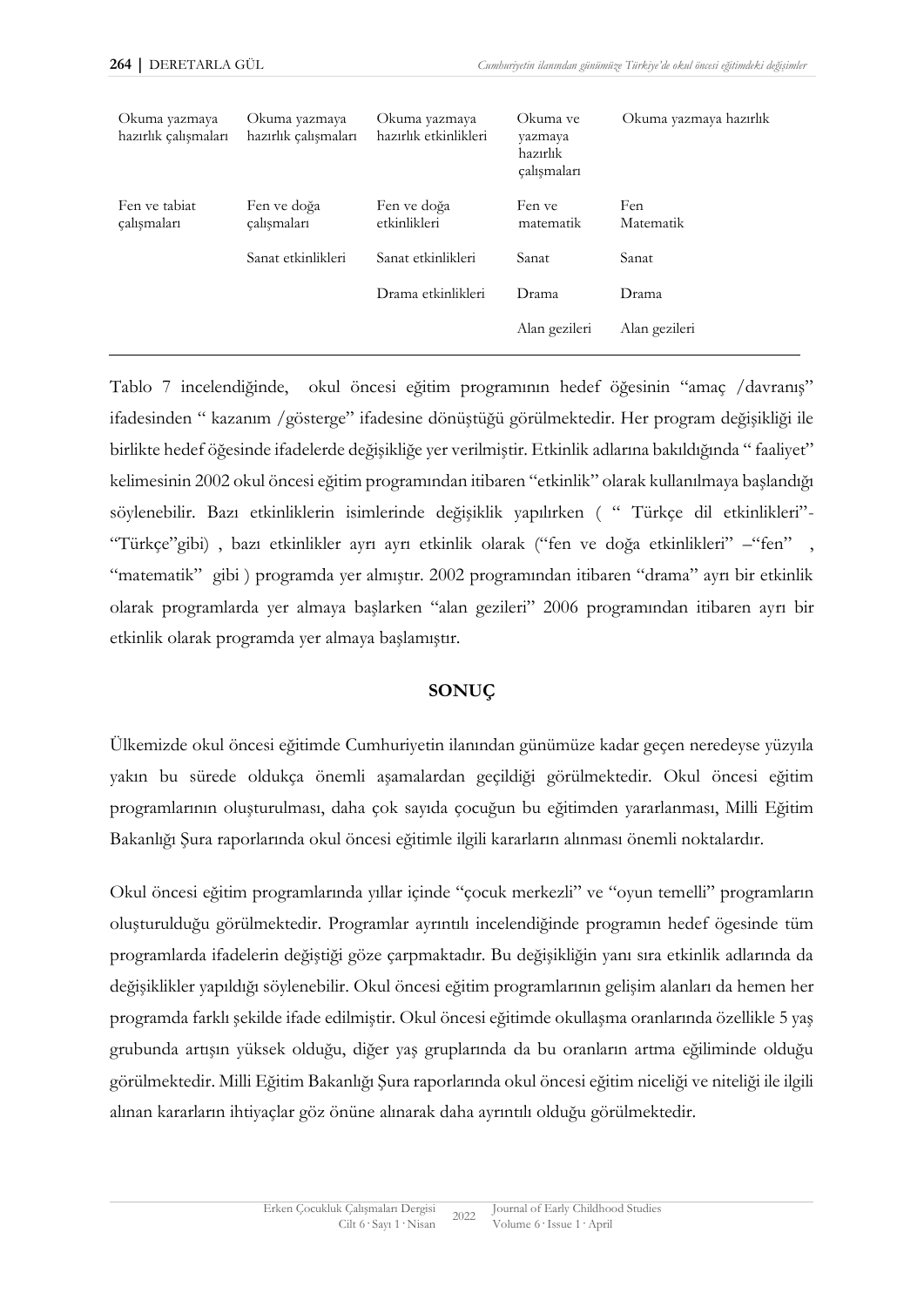| | | | | |
|---|---|---|---|---|
| Okuma yazmaya hazırlık çalışmaları | Okuma yazmaya hazırlık çalışmaları | Okuma yazmaya hazırlık etkinlikleri | Okuma ve yazmaya hazırlık çalışmaları | Okuma yazmaya hazırlık |
| Fen ve tabiat çalışmaları | Fen ve doğa çalışmaları | Fen ve doğa etkinlikleri | Fen ve matematik | Fen Matematik |
| | Sanat etkinlikleri | Sanat etkinlikleri | Sanat | Sanat |
| | | Drama etkinlikleri | Drama | Drama |
| | | | Alan gezileri | Alan gezileri |

Tablo 7 incelendiğinde, okul öncesi eğitim programının hedef öğesinin "amaç /davranış" ifadesinden " kazanım /gösterge" ifadesine dönüştüğü görülmektedir. Her program değişikliği ile birlikte hedef öğesinde ifadelerde değişikliğe yer verilmiştir. Etkinlik adlarına bakıldığında " faaliyet" kelimesinin 2002 okul öncesi eğitim programından itibaren "etkinlik" olarak kullanılmaya başlandığı söylenebilir. Bazı etkinliklerin isimlerinde değişiklik yapılırken ( " Türkçe dil etkinlikleri"- "Türkçe"gibi) , bazı etkinlikler ayrı ayrı etkinlik olarak ("fen ve doğa etkinlikleri" –"fen" , "matematik" gibi ) programda yer almıştır. 2002 programından itibaren "drama" ayrı bir etkinlik olarak programlarda yer almaya başlarken "alan gezileri" 2006 programından itibaren ayrı bir etkinlik olarak programda yer almaya başlamıştır.

## SONUÇ

Ülkemizde okul öncesi eğitimde Cumhuriyetin ilanından günümüze kadar geçen neredeyse yüzyıla yakın bu sürede oldukça önemli aşamalardan geçildiği görülmektedir. Okul öncesi eğitim programlarının oluşturulması, daha çok sayıda çocuğun bu eğitimden yararlanması, Milli Eğitim Bakanlığı Şura raporlarında okul öncesi eğitimle ilgili kararların alınması önemli noktalardır.

Okul öncesi eğitim programlarında yıllar içinde "çocuk merkezli" ve "oyun temelli" programların oluşturulduğu görülmektedir. Programlar ayrıntılı incelendiğinde programın hedef ögesinde tüm programlarda ifadelerin değiştiği göze çarpmaktadır. Bu değişikliğin yanı sıra etkinlik adlarında da değişiklikler yapıldığı söylenebilir. Okul öncesi eğitim programlarının gelişim alanları da hemen her programda farklı şekilde ifade edilmiştir. Okul öncesi eğitimde okullaşma oranlarında özellikle 5 yaş grubunda artışın yüksek olduğu, diğer yaş gruplarında da bu oranların artma eğiliminde olduğu görülmektedir. Milli Eğitim Bakanlığı Şura raporlarında okul öncesi eğitim niceliği ve niteliği ile ilgili alınan kararların ihtiyaçlar göz önüne alınarak daha ayrıntılı olduğu görülmektedir.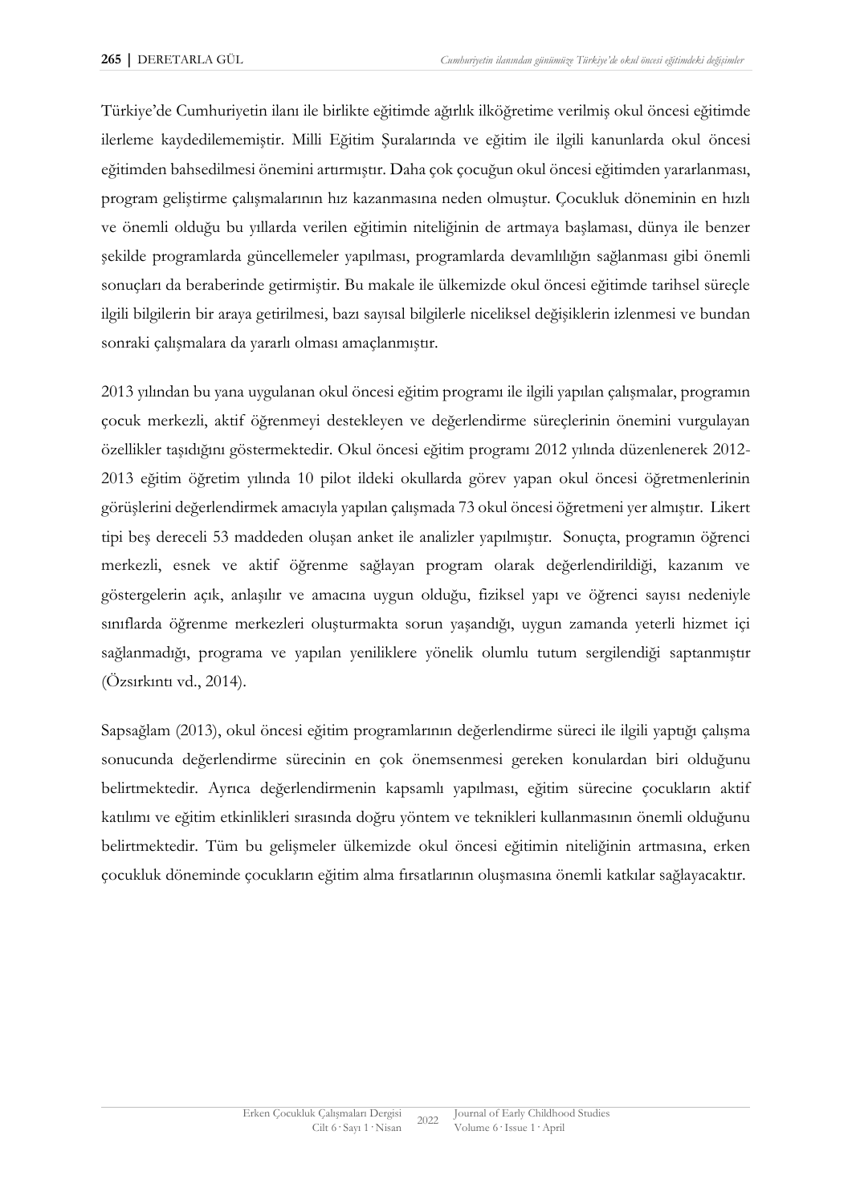Türkiye'de Cumhuriyetin ilanı ile birlikte eğitimde ağırlık ilköğretime verilmiş okul öncesi eğitimde ilerleme kaydedilememiştir. Milli Eğitim Şuralarında ve eğitim ile ilgili kanunlarda okul öncesi eğitimden bahsedilmesi önemini artırmıştır. Daha çok çocuğun okul öncesi eğitimden yararlanması, program geliştirme çalışmalarının hız kazanmasına neden olmuştur. Çocukluk döneminin en hızlı ve önemli olduğu bu yıllarda verilen eğitimin niteliğinin de artmaya başlaması, dünya ile benzer şekilde programlarda güncellemeler yapılması, programlarda devamlılığın sağlanması gibi önemli sonuçları da beraberinde getirmiştir. Bu makale ile ülkemizde okul öncesi eğitimde tarihsel süreçle ilgili bilgilerin bir araya getirilmesi, bazı sayısal bilgilerle niceliksel değişiklerin izlenmesi ve bundan sonraki çalışmalara da yararlı olması amaçlanmıştır.

2013 yılından bu yana uygulanan okul öncesi eğitim programı ile ilgili yapılan çalışmalar, programın çocuk merkezli, aktif öğrenmeyi destekleyen ve değerlendirme süreçlerinin önemini vurgulayan özellikler taşıdığını göstermektedir. Okul öncesi eğitim programı 2012 yılında düzenlenerek 2012-2013 eğitim öğretim yılında 10 pilot ildeki okullarda görev yapan okul öncesi öğretmenlerinin görüşlerini değerlendirmek amacıyla yapılan çalışmada 73 okul öncesi öğretmeni yer almıştır. Likert tipi beş dereceli 53 maddeden oluşan anket ile analizler yapılmıştır. Sonuçta, programın öğrenci merkezli, esnek ve aktif öğrenme sağlayan program olarak değerlendirildiği, kazanım ve göstergelerin açık, anlaşılır ve amacına uygun olduğu, fiziksel yapı ve öğrenci sayısı nedeniyle sınıflarda öğrenme merkezleri oluşturmakta sorun yaşandığı, uygun zamanda yeterli hizmet içi sağlanmadığı, programa ve yapılan yeniliklere yönelik olumlu tutum sergilendiği saptanmıştır (Özsırkıntı vd., 2014).

Sapsağlam (2013), okul öncesi eğitim programlarının değerlendirme süreci ile ilgili yaptığı çalışma sonucunda değerlendirme sürecinin en çok önemsenmesi gereken konulardan biri olduğunu belirtmektedir. Ayrıca değerlendirmenin kapsamlı yapılması, eğitim sürecine çocukların aktif katılımı ve eğitim etkinlikleri sırasında doğru yöntem ve teknikleri kullanmasının önemli olduğunu belirtmektedir. Tüm bu gelişmeler ülkemizde okul öncesi eğitimin niteliğinin artmasına, erken çocukluk döneminde çocukların eğitim alma fırsatlarının oluşmasına önemli katkılar sağlayacaktır.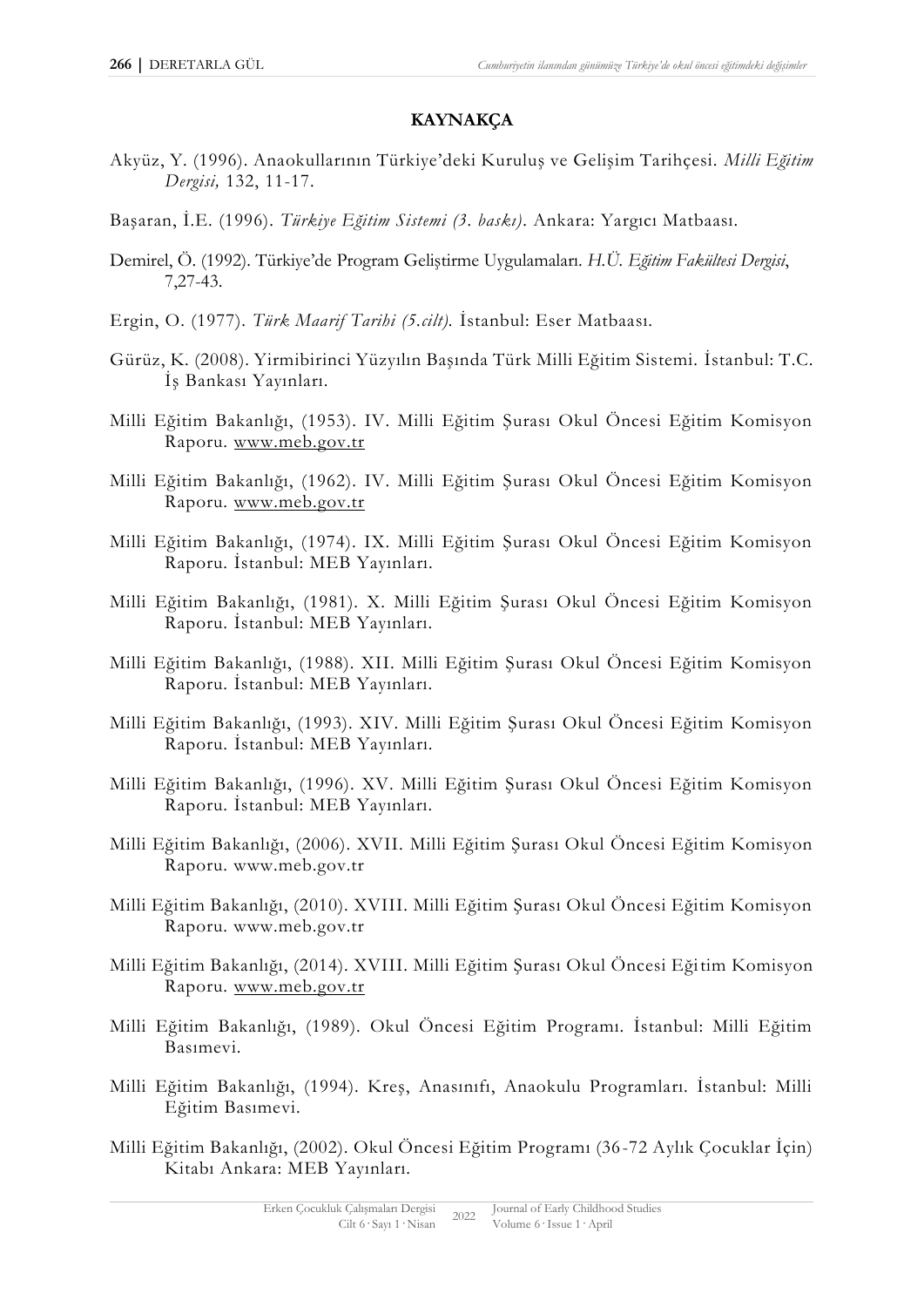**KAYNAKÇA**

Akyüz, Y. (1996). Anaokullarının Türkiye'deki Kuruluş ve Gelişim Tarihçesi. *Milli Eğitim Dergisi,* 132, 11-17.

Başaran, İ.E. (1996). *Türkiye Eğitim Sistemi (3. baskı).* Ankara: Yargıcı Matbaası.

Demirel, Ö. (1992). Türkiye'de Program Geliştirme Uygulamaları. *H.Ü. Eğitim Fakültesi Dergisi*, 7,27-43.

Ergin, O. (1977). *Türk Maarif Tarihi (5.cilt).* İstanbul: Eser Matbaası.

Gürüz, K. (2008). Yirmibirinci Yüzyılın Başında Türk Milli Eğitim Sistemi. İstanbul: T.C. İş Bankası Yayınları.

Milli Eğitim Bakanlığı, (1953). IV. Milli Eğitim Şurası Okul Öncesi Eğitim Komisyon Raporu. www.meb.gov.tr

Milli Eğitim Bakanlığı, (1962). IV. Milli Eğitim Şurası Okul Öncesi Eğitim Komisyon Raporu. www.meb.gov.tr

Milli Eğitim Bakanlığı, (1974). IX. Milli Eğitim Şurası Okul Öncesi Eğitim Komisyon Raporu. İstanbul: MEB Yayınları.

Milli Eğitim Bakanlığı, (1981). X. Milli Eğitim Şurası Okul Öncesi Eğitim Komisyon Raporu. İstanbul: MEB Yayınları.

Milli Eğitim Bakanlığı, (1988). XII. Milli Eğitim Şurası Okul Öncesi Eğitim Komisyon Raporu. İstanbul: MEB Yayınları.

Milli Eğitim Bakanlığı, (1993). XIV. Milli Eğitim Şurası Okul Öncesi Eğitim Komisyon Raporu. İstanbul: MEB Yayınları.

Milli Eğitim Bakanlığı, (1996). XV. Milli Eğitim Şurası Okul Öncesi Eğitim Komisyon Raporu. İstanbul: MEB Yayınları.

Milli Eğitim Bakanlığı, (2006). XVII. Milli Eğitim Şurası Okul Öncesi Eğitim Komisyon Raporu. www.meb.gov.tr

Milli Eğitim Bakanlığı, (2010). XVIII. Milli Eğitim Şurası Okul Öncesi Eğitim Komisyon Raporu. www.meb.gov.tr

Milli Eğitim Bakanlığı, (2014). XVIII. Milli Eğitim Şurası Okul Öncesi Eğitim Komisyon Raporu. www.meb.gov.tr

Milli Eğitim Bakanlığı, (1989). Okul Öncesi Eğitim Programı. İstanbul: Milli Eğitim Basımevi.

Milli Eğitim Bakanlığı, (1994). Kreş, Anasınıfı, Anaokulu Programları. İstanbul: Milli Eğitim Basımevi.

Milli Eğitim Bakanlığı, (2002). Okul Öncesi Eğitim Programı (36-72 Aylık Çocuklar İçin) Kitabı Ankara: MEB Yayınları.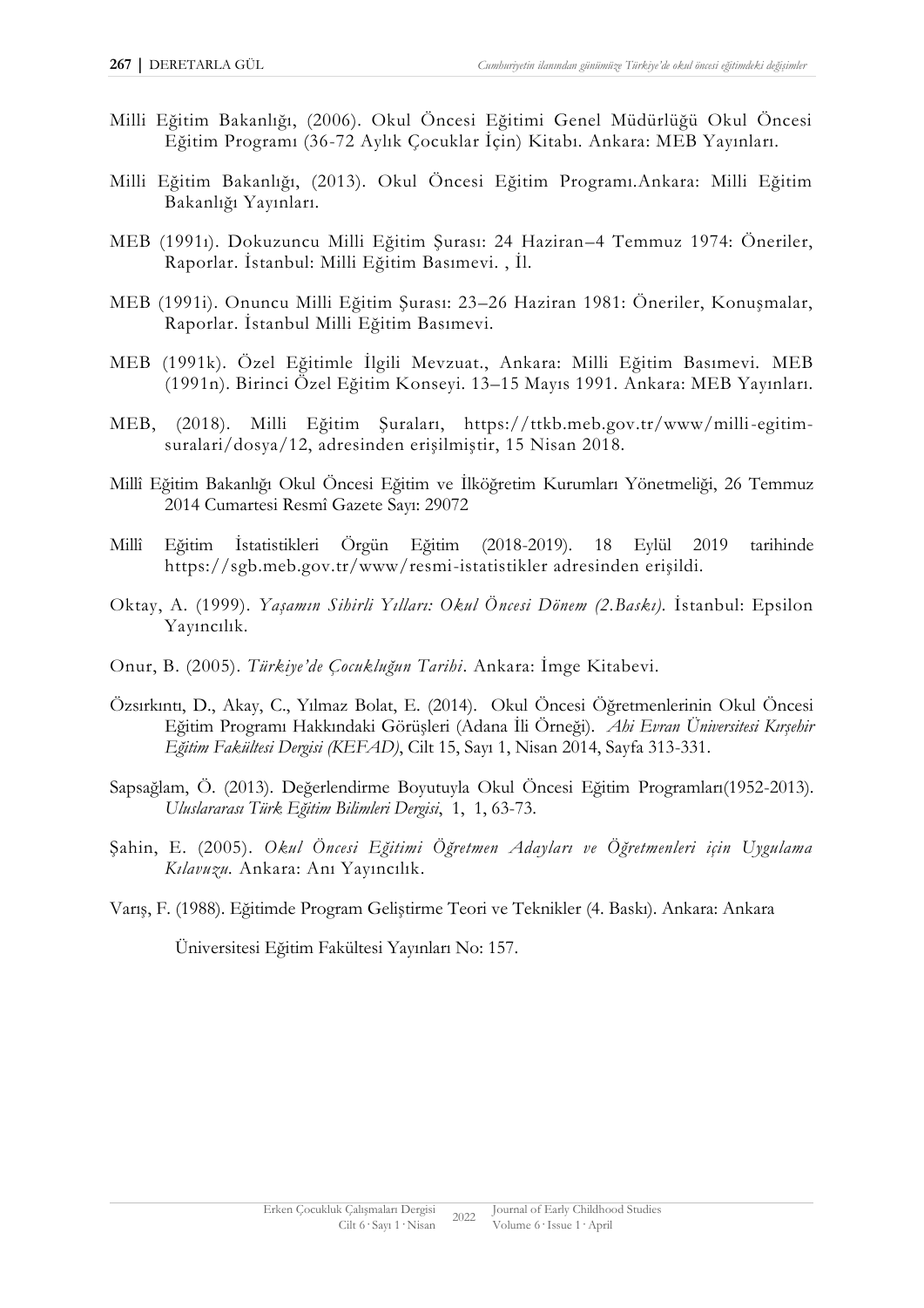Milli Eğitim Bakanlığı, (2006). Okul Öncesi Eğitimi Genel Müdürlüğü Okul Öncesi Eğitim Programı (36-72 Aylık Çocuklar İçin) Kitabı. Ankara: MEB Yayınları.

Milli Eğitim Bakanlığı, (2013). Okul Öncesi Eğitim Programı.Ankara: Milli Eğitim Bakanlığı Yayınları.

MEB (1991ı). Dokuzuncu Milli Eğitim Şurası: 24 Haziran–4 Temmuz 1974: Öneriler, Raporlar. İstanbul: Milli Eğitim Basımevi. , İl.

MEB (1991i). Onuncu Milli Eğitim Şurası: 23–26 Haziran 1981: Öneriler, Konuşmalar, Raporlar. İstanbul Milli Eğitim Basımevi.

MEB (1991k). Özel Eğitimle İlgili Mevzuat., Ankara: Milli Eğitim Basımevi. MEB (1991n). Birinci Özel Eğitim Konseyi. 13–15 Mayıs 1991. Ankara: MEB Yayınları.

MEB, (2018). Milli Eğitim Şuraları, https://ttkb.meb.gov.tr/www/milli-egitim-suralari/dosya/12, adresinden erişilmiştir, 15 Nisan 2018.

Millî Eğitim Bakanlığı Okul Öncesi Eğitim ve İlköğretim Kurumları Yönetmeliği, 26 Temmuz 2014 Cumartesi Resmî Gazete Sayı: 29072

Millî Eğitim İstatistikleri Örgün Eğitim (2018-2019). 18 Eylül 2019 tarihinde https://sgb.meb.gov.tr/www/resmi-istatistikler adresinden erişildi.

Oktay, A. (1999). *Yaşamın Sihirli Yılları: Okul Öncesi Dönem (2.Baskı).* İstanbul: Epsilon Yayıncılık.

Onur, B. (2005). *Türkiye'de Çocukluğun Tarihi*. Ankara: İmge Kitabevi.

Özsırkıntı, D., Akay, C., Yılmaz Bolat, E. (2014). Okul Öncesi Öğretmenlerinin Okul Öncesi Eğitim Programı Hakkındaki Görüşleri (Adana İli Örneği). *Ahi Evran Üniversitesi Kırşehir Eğitim Fakültesi Dergisi (KEFAD)*, Cilt 15, Sayı 1, Nisan 2014, Sayfa 313-331.

Sapsağlam, Ö. (2013). Değerlendirme Boyutuyla Okul Öncesi Eğitim Programları(1952-2013). *Uluslararası Türk Eğitim Bilimleri Dergisi*, 1, 1, 63-73.

Şahin, E. (2005). *Okul Öncesi Eğitimi Öğretmen Adayları ve Öğretmenleri için Uygulama Kılavuzu*. Ankara: Anı Yayıncılık.

Varış, F. (1988). Eğitimde Program Geliştirme Teori ve Teknikler (4. Baskı). Ankara: Ankara Üniversitesi Eğitim Fakültesi Yayınları No: 157.